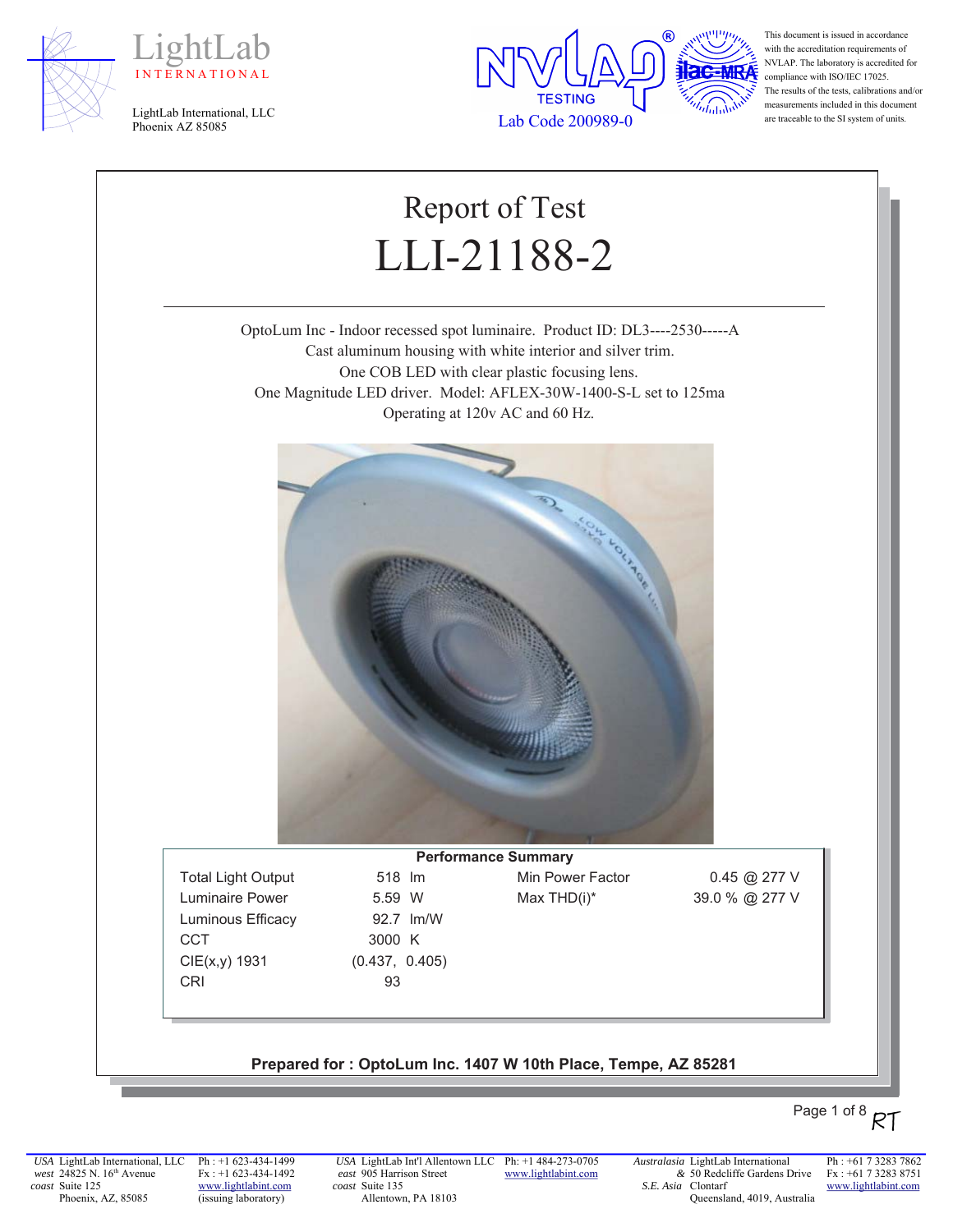LightLab
INTERNATIONAL

LightLab International, LLC
Phoenix AZ 85085

NVLAP TESTING
Lab Code 200989-0

This document is issued in accordance with the accreditation requirements of NVLAP. The laboratory is accredited for compliance with ISO/IEC 17025. The results of the tests, calibrations and/or measurements included in this document are traceable to the SI system of units.

# Report of Test

# LLI-21188-2

OptoLum Inc - Indoor recessed spot luminaire. Product ID: DL3----2530-----A
Cast aluminum housing with white interior and silver trim.
One COB LED with clear plastic focusing lens.
One Magnitude LED driver. Model: AFLEX-30W-1400-S-L set to 125ma
Operating at 120v AC and 60 Hz.

**Performance Summary**

| | | | |
|---|---|---|---|
| Total Light Output | 518 lm | Min Power Factor | 0.45 @ 277 V |
| Luminaire Power | 5.59 W | Max THD(i)* | 39.0 % @ 277 V |
| Luminous Efficacy | 92.7 lm/W | | |
| CCT | 3000 K | | |
| CIE(x,y) 1931 | (0.437, 0.405) | | |
| CRI | 93 | | |

**Prepared for : OptoLum Inc. 1407 W 10th Place, Tempe, AZ 85281**

RT

*USA west coast* LightLab International, LLC, 24825 N. 16th Avenue, Suite 125, Phoenix, AZ, 85085 — Ph : +1 623-434-1499, Fx : +1 623-434-1492, www.lightlabint.com (issuing laboratory)

*USA east coast* LightLab Int'l Allentown LLC, 905 Harrison Street, Suite 135, Allentown, PA 18103 — Ph: +1 484-273-0705, www.lightlabint.com

*Australasia & S.E. Asia* LightLab International, 50 Redcliffe Gardens Drive, Clontarf, Queensland, 4019, Australia — Ph : +61 7 3283 7862, Fx : +61 7 3283 8751, www.lightlabint.com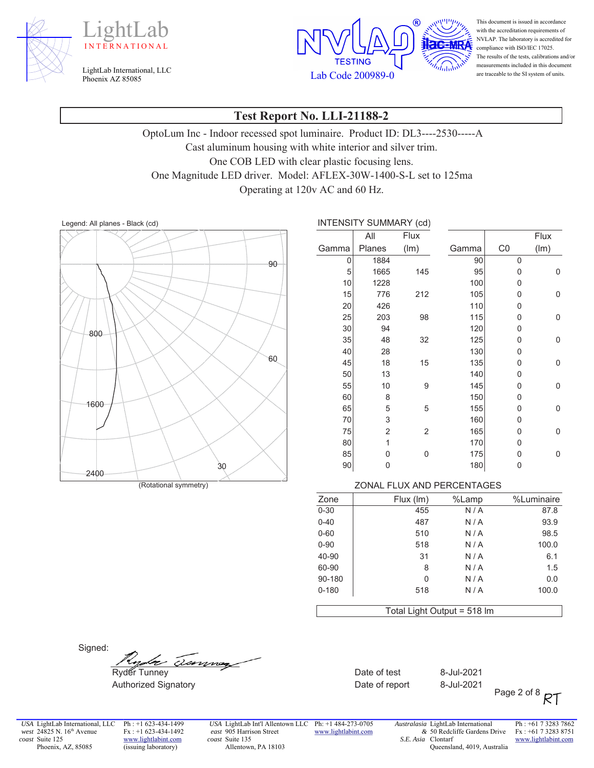LightLab INTERNATIONAL

LightLab International, LLC
Phoenix AZ 85085

NVLAP TESTING Lab Code 200989-0

This document is issued in accordance with the accreditation requirements of NVLAP. The laboratory is accredited for compliance with ISO/IEC 17025. The results of the tests, calibrations and/or measurements included in this document are traceable to the SI system of units.

# Test Report No. LLI-21188-2

OptoLum Inc - Indoor recessed spot luminaire. Product ID: DL3----2530-----A
Cast aluminum housing with white interior and silver trim.
One COB LED with clear plastic focusing lens.
One Magnitude LED driver. Model: AFLEX-30W-1400-S-L set to 125ma
Operating at 120v AC and 60 Hz.

Legend: All planes - Black (cd)

(Rotational symmetry)

INTENSITY SUMMARY (cd)

| Gamma | All Planes | Flux (lm) | Gamma | C0 | Flux (lm) |
|---|---|---|---|---|---|
| 0 | 1884 | | 90 | 0 | |
| 5 | 1665 | 145 | 95 | 0 | 0 |
| 10 | 1228 | | 100 | 0 | |
| 15 | 776 | 212 | 105 | 0 | 0 |
| 20 | 426 | | 110 | 0 | |
| 25 | 203 | 98 | 115 | 0 | 0 |
| 30 | 94 | | 120 | 0 | |
| 35 | 48 | 32 | 125 | 0 | 0 |
| 40 | 28 | | 130 | 0 | |
| 45 | 18 | 15 | 135 | 0 | 0 |
| 50 | 13 | | 140 | 0 | |
| 55 | 10 | 9 | 145 | 0 | 0 |
| 60 | 8 | | 150 | 0 | |
| 65 | 5 | 5 | 155 | 0 | 0 |
| 70 | 3 | | 160 | 0 | |
| 75 | 2 | 2 | 165 | 0 | 0 |
| 80 | 1 | | 170 | 0 | |
| 85 | 0 | 0 | 175 | 0 | 0 |
| 90 | 0 | | 180 | 0 | |

ZONAL FLUX AND PERCENTAGES

| Zone | Flux (lm) | %Lamp | %Luminaire |
|---|---|---|---|
| 0-30 | 455 | N / A | 87.8 |
| 0-40 | 487 | N / A | 93.9 |
| 0-60 | 510 | N / A | 98.5 |
| 0-90 | 518 | N / A | 100.0 |
| 40-90 | 31 | N / A | 6.1 |
| 60-90 | 8 | N / A | 1.5 |
| 90-180 | 0 | N / A | 0.0 |
| 0-180 | 518 | N / A | 100.0 |

Total Light Output = 518 lm

Signed:

Ryder Tunney
Authorized Signatory

Date of test 8-Jul-2021
Date of report 8-Jul-2021

RT

USA west coast: LightLab International, LLC, 24825 N. 16th Avenue, Suite 125, Phoenix, AZ, 85085. Ph: +1 623-434-1499, Fx: +1 623-434-1492, www.lightlabint.com (issuing laboratory)

USA east coast: LightLab Int'l Allentown LLC, 905 Harrison Street, Suite 135, Allentown, PA 18103. Ph: +1 484-273-0705, www.lightlabint.com

Australasia & S.E. Asia: LightLab International, 50 Redcliffe Gardens Drive, Clontarf, Queensland, 4019, Australia. Ph: +61 7 3283 7862, Fx: +61 7 3283 8751, www.lightlabint.com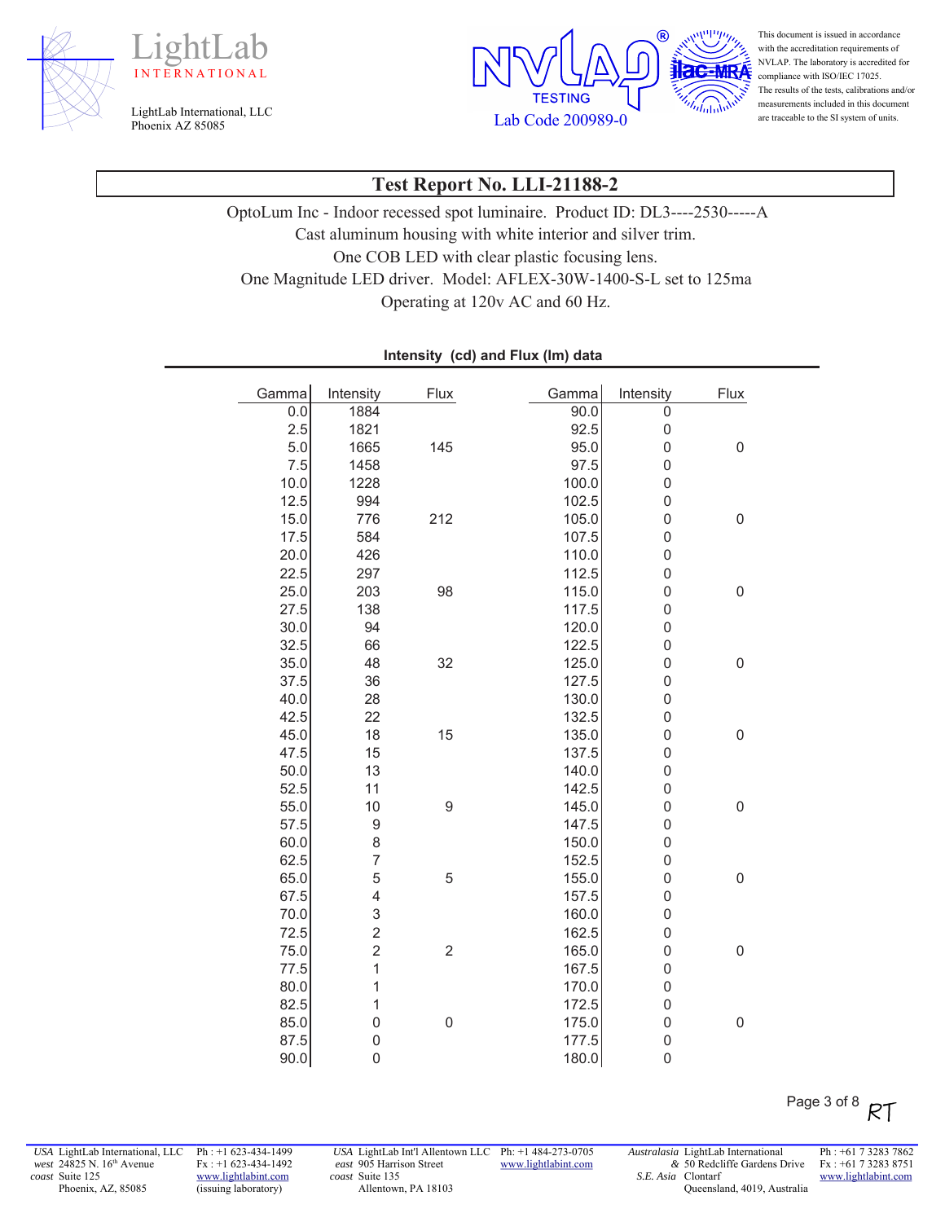LightLab INTERNATIONAL

LightLab International, LLC
Phoenix AZ 85085

NVLAP TESTING
Lab Code 200989-0

This document is issued in accordance with the accreditation requirements of NVLAP. The laboratory is accredited for compliance with ISO/IEC 17025. The results of the tests, calibrations and/or measurements included in this document are traceable to the SI system of units.

# Test Report No. LLI-21188-2

OptoLum Inc - Indoor recessed spot luminaire. Product ID: DL3----2530-----A
Cast aluminum housing with white interior and silver trim.
One COB LED with clear plastic focusing lens.
One Magnitude LED driver. Model: AFLEX-30W-1400-S-L set to 125ma
Operating at 120v AC and 60 Hz.

**Intensity (cd) and Flux (lm) data**

| Gamma | Intensity | Flux | Gamma | Intensity | Flux |
|---|---|---|---|---|---|
| 0.0 | 1884 | | 90.0 | 0 | |
| 2.5 | 1821 | | 92.5 | 0 | |
| 5.0 | 1665 | 145 | 95.0 | 0 | 0 |
| 7.5 | 1458 | | 97.5 | 0 | |
| 10.0 | 1228 | | 100.0 | 0 | |
| 12.5 | 994 | | 102.5 | 0 | |
| 15.0 | 776 | 212 | 105.0 | 0 | 0 |
| 17.5 | 584 | | 107.5 | 0 | |
| 20.0 | 426 | | 110.0 | 0 | |
| 22.5 | 297 | | 112.5 | 0 | |
| 25.0 | 203 | 98 | 115.0 | 0 | 0 |
| 27.5 | 138 | | 117.5 | 0 | |
| 30.0 | 94 | | 120.0 | 0 | |
| 32.5 | 66 | | 122.5 | 0 | |
| 35.0 | 48 | 32 | 125.0 | 0 | 0 |
| 37.5 | 36 | | 127.5 | 0 | |
| 40.0 | 28 | | 130.0 | 0 | |
| 42.5 | 22 | | 132.5 | 0 | |
| 45.0 | 18 | 15 | 135.0 | 0 | 0 |
| 47.5 | 15 | | 137.5 | 0 | |
| 50.0 | 13 | | 140.0 | 0 | |
| 52.5 | 11 | | 142.5 | 0 | |
| 55.0 | 10 | 9 | 145.0 | 0 | 0 |
| 57.5 | 9 | | 147.5 | 0 | |
| 60.0 | 8 | | 150.0 | 0 | |
| 62.5 | 7 | | 152.5 | 0 | |
| 65.0 | 5 | 5 | 155.0 | 0 | 0 |
| 67.5 | 4 | | 157.5 | 0 | |
| 70.0 | 3 | | 160.0 | 0 | |
| 72.5 | 2 | | 162.5 | 0 | |
| 75.0 | 2 | 2 | 165.0 | 0 | 0 |
| 77.5 | 1 | | 167.5 | 0 | |
| 80.0 | 1 | | 170.0 | 0 | |
| 82.5 | 1 | | 172.5 | 0 | |
| 85.0 | 0 | 0 | 175.0 | 0 | 0 |
| 87.5 | 0 | | 177.5 | 0 | |
| 90.0 | 0 | | 180.0 | 0 | |

RT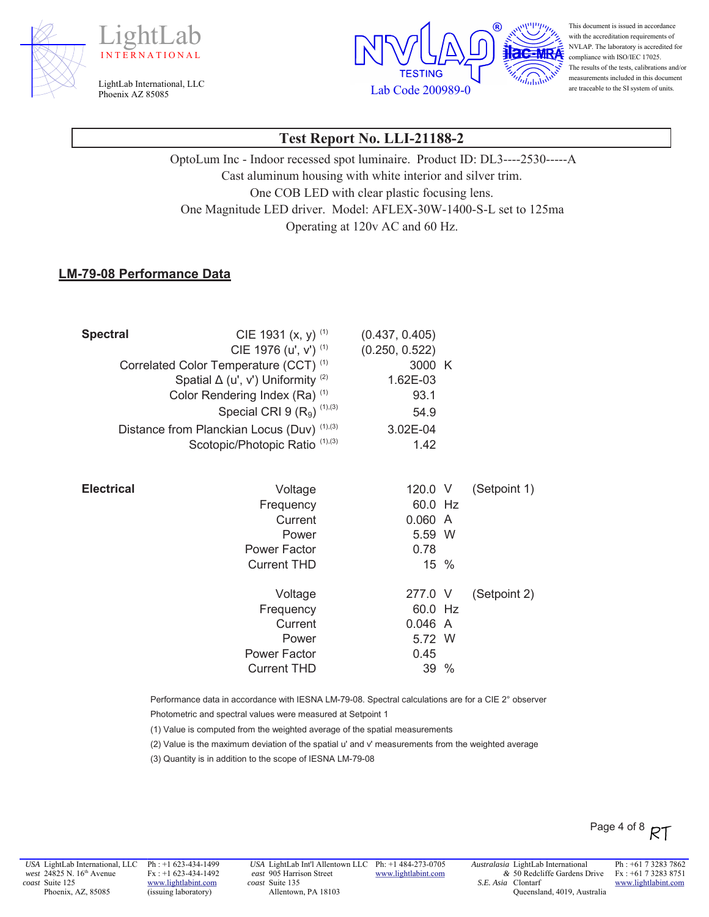LightLab INTERNATIONAL

LightLab International, LLC
Phoenix AZ 85085

NVLAP TESTING Lab Code 200989-0

This document is issued in accordance with the accreditation requirements of NVLAP. The laboratory is accredited for compliance with ISO/IEC 17025. The results of the tests, calibrations and/or measurements included in this document are traceable to the SI system of units.

## Test Report No. LLI-21188-2

OptoLum Inc - Indoor recessed spot luminaire. Product ID: DL3----2530-----A
Cast aluminum housing with white interior and silver trim.
One COB LED with clear plastic focusing lens.
One Magnitude LED driver. Model: AFLEX-30W-1400-S-L set to 125ma
Operating at 120v AC and 60 Hz.

### LM-79-08 Performance Data

| | | | | |
|---|---|---|---|---|
| **Spectral** | CIE 1931 (x, y) (1) | (0.437, 0.405) | | |
| | CIE 1976 (u', v') (1) | (0.250, 0.522) | | |
| | Correlated Color Temperature (CCT) (1) | 3000 | K | |
| | Spatial Δ (u', v') Uniformity (2) | 1.62E-03 | | |
| | Color Rendering Index (Ra) (1) | 93.1 | | |
| | Special CRI 9 ($R_9$) (1),(3) | 54.9 | | |
| | Distance from Planckian Locus (Duv) (1),(3) | 3.02E-04 | | |
| | Scotopic/Photopic Ratio (1),(3) | 1.42 | | |
| **Electrical** | Voltage | 120.0 | V | (Setpoint 1) |
| | Frequency | 60.0 | Hz | |
| | Current | 0.060 | A | |
| | Power | 5.59 | W | |
| | Power Factor | 0.78 | | |
| | Current THD | 15 | % | |
| | Voltage | 277.0 | V | (Setpoint 2) |
| | Frequency | 60.0 | Hz | |
| | Current | 0.046 | A | |
| | Power | 5.72 | W | |
| | Power Factor | 0.45 | | |
| | Current THD | 39 | % | |

Performance data in accordance with IESNA LM-79-08. Spectral calculations are for a CIE 2° observer

Photometric and spectral values were measured at Setpoint 1

(1) Value is computed from the weighted average of the spatial measurements

(2) Value is the maximum deviation of the spatial u' and v' measurements from the weighted average

(3) Quantity is in addition to the scope of IESNA LM-79-08

RT

*USA west coast* LightLab International, LLC 24825 N. 16th Avenue Suite 125 Phoenix, AZ, 85085 — Ph : +1 623-434-1499 Fx : +1 623-434-1492 www.lightlabint.com (issuing laboratory)

*USA east coast* LightLab Int'l Allentown LLC 905 Harrison Street Suite 135 Allentown, PA 18103 — Ph: +1 484-273-0705 www.lightlabint.com

*Australasia & S.E. Asia* LightLab International 50 Redcliffe Gardens Drive Clontarf Queensland, 4019, Australia — Ph : +61 7 3283 7862 Fx : +61 7 3283 8751 www.lightlabint.com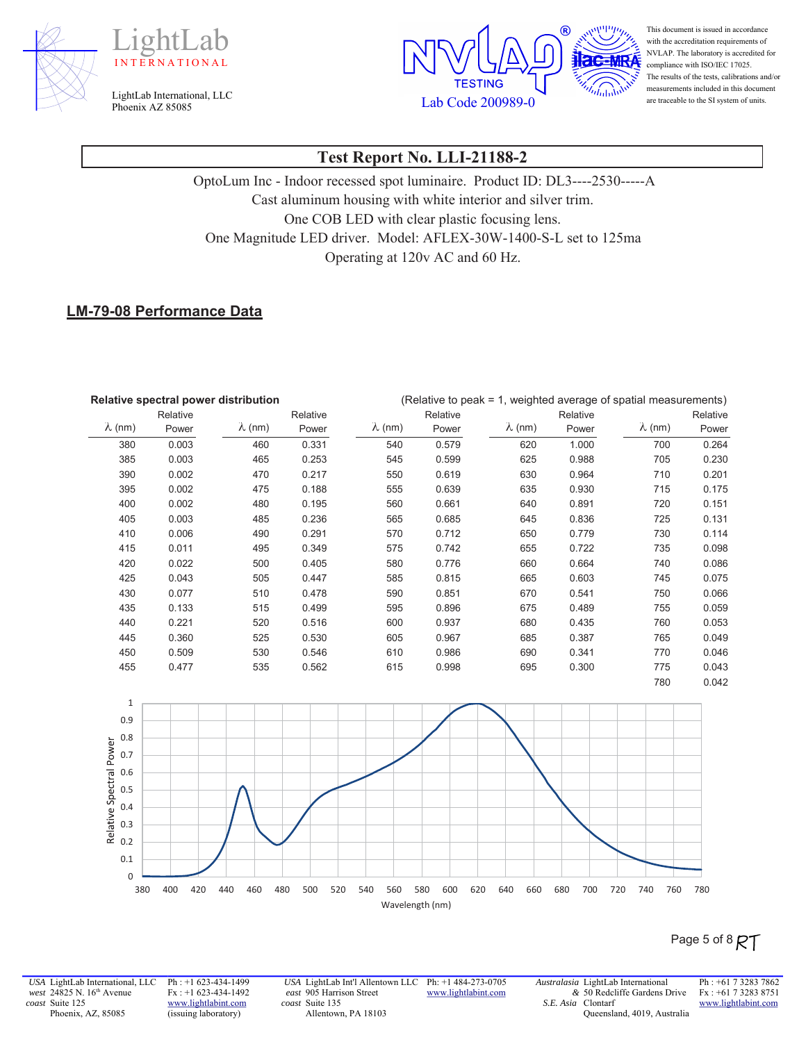LightLab INTERNATIONAL

LightLab International, LLC
Phoenix AZ 85085

NVLAP TESTING
Lab Code 200989-0

This document is issued in accordance with the accreditation requirements of NVLAP. The laboratory is accredited for compliance with ISO/IEC 17025. The results of the tests, calibrations and/or measurements included in this document are traceable to the SI system of units.

## Test Report No. LLI-21188-2

OptoLum Inc - Indoor recessed spot luminaire. Product ID: DL3----2530-----A
Cast aluminum housing with white interior and silver trim.
One COB LED with clear plastic focusing lens.
One Magnitude LED driver. Model: AFLEX-30W-1400-S-L set to 125ma
Operating at 120v AC and 60 Hz.

### LM-79-08 Performance Data

**Relative spectral power distribution** (Relative to peak = 1, weighted average of spatial measurements)

| λ (nm) | Relative Power | λ (nm) | Relative Power | λ (nm) | Relative Power | λ (nm) | Relative Power | λ (nm) | Relative Power |
|---|---|---|---|---|---|---|---|---|---|
| 380 | 0.003 | 460 | 0.331 | 540 | 0.579 | 620 | 1.000 | 700 | 0.264 |
| 385 | 0.003 | 465 | 0.253 | 545 | 0.599 | 625 | 0.988 | 705 | 0.230 |
| 390 | 0.002 | 470 | 0.217 | 550 | 0.619 | 630 | 0.964 | 710 | 0.201 |
| 395 | 0.002 | 475 | 0.188 | 555 | 0.639 | 635 | 0.930 | 715 | 0.175 |
| 400 | 0.002 | 480 | 0.195 | 560 | 0.661 | 640 | 0.891 | 720 | 0.151 |
| 405 | 0.003 | 485 | 0.236 | 565 | 0.685 | 645 | 0.836 | 725 | 0.131 |
| 410 | 0.006 | 490 | 0.291 | 570 | 0.712 | 650 | 0.779 | 730 | 0.114 |
| 415 | 0.011 | 495 | 0.349 | 575 | 0.742 | 655 | 0.722 | 735 | 0.098 |
| 420 | 0.022 | 500 | 0.405 | 580 | 0.776 | 660 | 0.664 | 740 | 0.086 |
| 425 | 0.043 | 505 | 0.447 | 585 | 0.815 | 665 | 0.603 | 745 | 0.075 |
| 430 | 0.077 | 510 | 0.478 | 590 | 0.851 | 670 | 0.541 | 750 | 0.066 |
| 435 | 0.133 | 515 | 0.499 | 595 | 0.896 | 675 | 0.489 | 755 | 0.059 |
| 440 | 0.221 | 520 | 0.516 | 600 | 0.937 | 680 | 0.435 | 760 | 0.053 |
| 445 | 0.360 | 525 | 0.530 | 605 | 0.967 | 685 | 0.387 | 765 | 0.049 |
| 450 | 0.509 | 530 | 0.546 | 610 | 0.986 | 690 | 0.341 | 770 | 0.046 |
| 455 | 0.477 | 535 | 0.562 | 615 | 0.998 | 695 | 0.300 | 775 | 0.043 |
| | | | | | | | | 780 | 0.042 |

RT

USA west coast: LightLab International, LLC, 24825 N. 16th Avenue, Suite 125, Phoenix, AZ, 85085 — Ph: +1 623-434-1499, Fx: +1 623-434-1492, www.lightlabint.com (issuing laboratory)
USA east coast: LightLab Int'l Allentown LLC, 905 Harrison Street, Suite 135, Allentown, PA 18103 — Ph: +1 484-273-0705, www.lightlabint.com
Australasia & S.E. Asia: LightLab International, 50 Redcliffe Gardens Drive, Clontarf, Queensland, 4019, Australia — Ph: +61 7 3283 7862, Fx: +61 7 3283 8751, www.lightlabint.com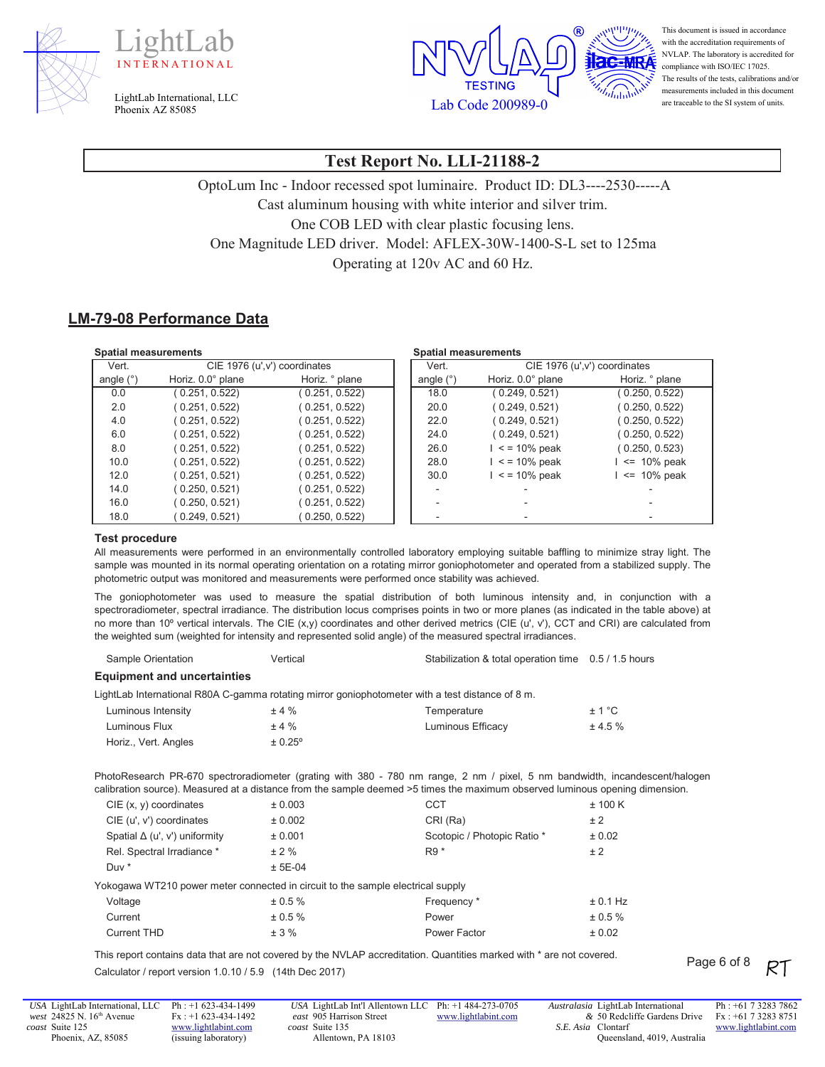# Test Report No. LLI-21188-2

OptoLum Inc - Indoor recessed spot luminaire. Product ID: DL3----2530-----A
Cast aluminum housing with white interior and silver trim.
One COB LED with clear plastic focusing lens.
One Magnitude LED driver. Model: AFLEX-30W-1400-S-L set to 125ma
Operating at 120v AC and 60 Hz.

## LM-79-08 Performance Data

**Spatial measurements**

| Vert. | CIE 1976 (u',v') coordinates | |
|---|---|---|
| angle (°) | Horiz. 0.0° plane | Horiz. ° plane |
| 0.0 | ( 0.251, 0.522) | ( 0.251, 0.522) |
| 2.0 | ( 0.251, 0.522) | ( 0.251, 0.522) |
| 4.0 | ( 0.251, 0.522) | ( 0.251, 0.522) |
| 6.0 | ( 0.251, 0.522) | ( 0.251, 0.522) |
| 8.0 | ( 0.251, 0.522) | ( 0.251, 0.522) |
| 10.0 | ( 0.251, 0.522) | ( 0.251, 0.522) |
| 12.0 | ( 0.251, 0.521) | ( 0.251, 0.522) |
| 14.0 | ( 0.250, 0.521) | ( 0.251, 0.522) |
| 16.0 | ( 0.250, 0.521) | ( 0.251, 0.522) |
| 18.0 | ( 0.249, 0.521) | ( 0.250, 0.522) |

**Spatial measurements**

| Vert. | CIE 1976 (u',v') coordinates | |
|---|---|---|
| angle (°) | Horiz. 0.0° plane | Horiz. ° plane |
| 18.0 | ( 0.249, 0.521) | ( 0.250, 0.522) |
| 20.0 | ( 0.249, 0.521) | ( 0.250, 0.522) |
| 22.0 | ( 0.249, 0.521) | ( 0.250, 0.522) |
| 24.0 | ( 0.249, 0.521) | ( 0.250, 0.522) |
| 26.0 | I < = 10% peak | ( 0.250, 0.523) |
| 28.0 | I < = 10% peak | I <= 10% peak |
| 30.0 | I < = 10% peak | I <= 10% peak |
| - | - | - |
| - | - | - |
| - | - | - |

### Test procedure

All measurements were performed in an environmentally controlled laboratory employing suitable baffling to minimize stray light. The sample was mounted in its normal operating orientation on a rotating mirror goniophotometer and operated from a stabilized supply. The photometric output was monitored and measurements were performed once stability was achieved.

The goniophotometer was used to measure the spatial distribution of both luminous intensity and, in conjunction with a spectroradiometer, spectral irradiance. The distribution locus comprises points in two or more planes (as indicated in the table above) at no more than 10º vertical intervals. The CIE (x,y) coordinates and other derived metrics (CIE (u', v'), CCT and CRI) are calculated from the weighted sum (weighted for intensity and represented solid angle) of the measured spectral irradiances.

| Sample Orientation | Vertical | Stabilization & total operation time | 0.5 / 1.5 hours |
|---|---|---|---|

### Equipment and uncertainties

LightLab International R80A C-gamma rotating mirror goniophotometer with a test distance of 8 m.

| | | | |
|---|---|---|---|
| Luminous Intensity | ± 4 % | Temperature | ± 1 °C |
| Luminous Flux | ± 4 % | Luminous Efficacy | ± 4.5 % |
| Horiz., Vert. Angles | ± 0.25º | | |

PhotoResearch PR-670 spectroradiometer (grating with 380 - 780 nm range, 2 nm / pixel, 5 nm bandwidth, incandescent/halogen calibration source). Measured at a distance from the sample deemed >5 times the maximum observed luminous opening dimension.

| | | | |
|---|---|---|---|
| CIE (x, y) coordinates | ± 0.003 | CCT | ± 100 K |
| CIE (u', v') coordinates | ± 0.002 | CRI (Ra) | ± 2 |
| Spatial Δ (u', v') uniformity | ± 0.001 | Scotopic / Photopic Ratio * | ± 0.02 |
| Rel. Spectral Irradiance * | ± 2 % | R9 * | ± 2 |
| Duv * | ± 5E-04 | | |

Yokogawa WT210 power meter connected in circuit to the sample electrical supply

| | | | |
|---|---|---|---|
| Voltage | ± 0.5 % | Frequency * | ± 0.1 Hz |
| Current | ± 0.5 % | Power | ± 0.5 % |
| Current THD | ± 3 % | Power Factor | ± 0.02 |

This report contains data that are not covered by the NVLAP accreditation. Quantities marked with * are not covered.

Calculator / report version 1.0.10 / 5.9 (14th Dec 2017)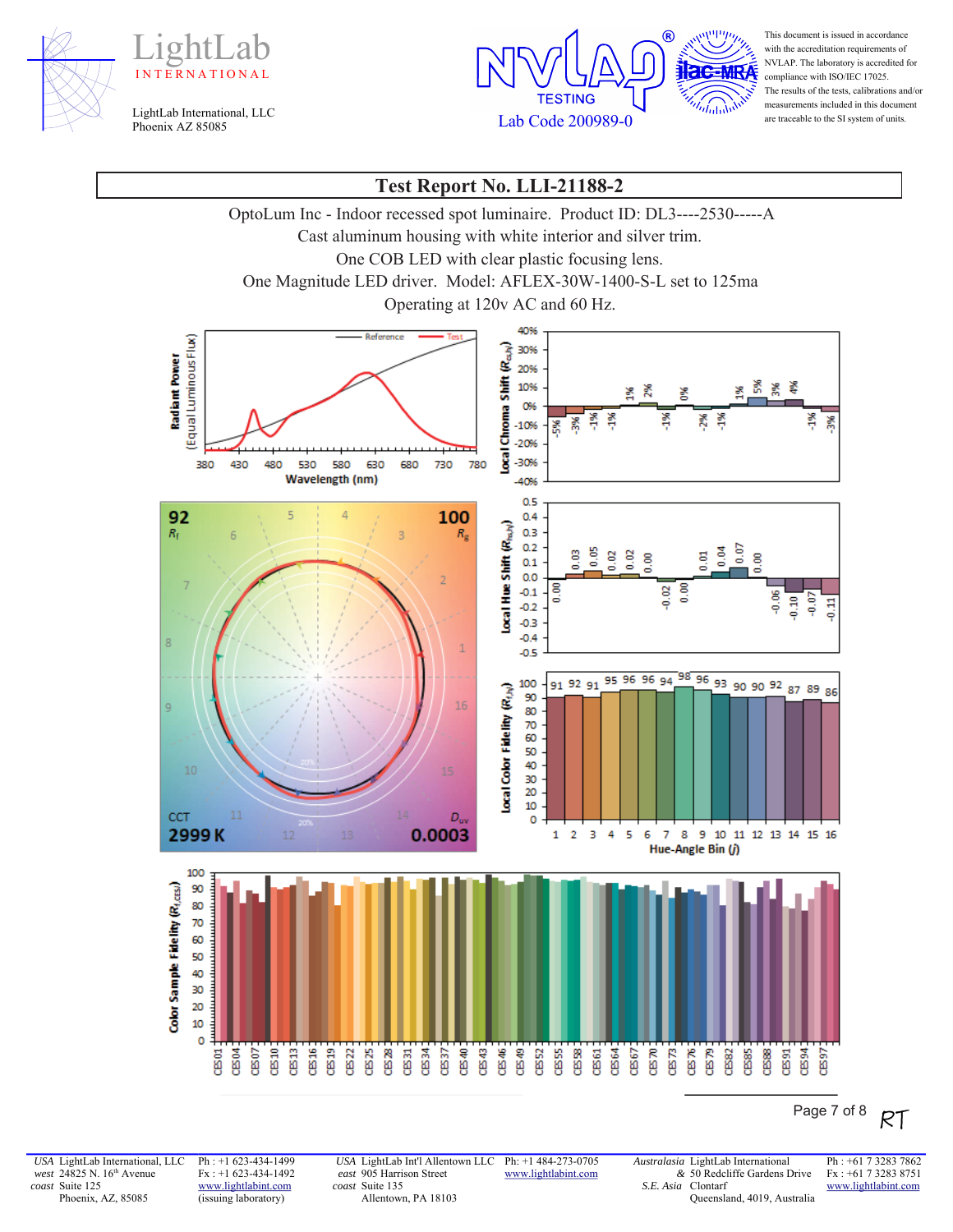LightLab INTERNATIONAL

LightLab International, LLC
Phoenix AZ 85085

NVLAP TESTING Lab Code 200989-0

This document is issued in accordance with the accreditation requirements of NVLAP. The laboratory is accredited for compliance with ISO/IEC 17025. The results of the tests, calibrations and/or measurements included in this document are traceable to the SI system of units.

# Test Report No. LLI-21188-2

OptoLum Inc - Indoor recessed spot luminaire. Product ID: DL3----2530-----A
Cast aluminum housing with white interior and silver trim.
One COB LED with clear plastic focusing lens.
One Magnitude LED driver. Model: AFLEX-30W-1400-S-L set to 125ma
Operating at 120v AC and 60 Hz.

$R_f$ = 92

$R_g$ = 100

CCT = 2999 K

$D_{uv}$ = 0.0003

| Hue-Angle Bin (j) | 1 | 2 | 3 | 4 | 5 | 6 | 7 | 8 | 9 | 10 | 11 | 12 | 13 | 14 | 15 | 16 |
|---|---|---|---|---|---|---|---|---|---|---|---|---|---|---|---|---|
| Local Chroma Shift ($R_{cs,hj}$) | -5% | -3% | -1% | -1% | 1% | 2% | -1% | 0% | -2% | -1% | 1% | 5% | 3% | 4% | -1% | -3% |
| Local Hue Shift ($R_{hs,hj}$) | 0.00 | 0.03 | 0.05 | 0.02 | 0.02 | 0.00 | -0.02 | 0.00 | 0.01 | 0.04 | 0.07 | 0.00 | -0.06 | -0.10 | -0.07 | -0.11 |
| Local Color Fidelity ($R_{f,hj}$) | 91 | 92 | 91 | 95 | 96 | 96 | 94 | 98 | 96 | 93 | 90 | 90 | 92 | 87 | 89 | 86 |

RT

USA west coast: LightLab International, LLC, 24825 N. 16th Avenue, Suite 125, Phoenix, AZ, 85085 — Ph : +1 623-434-1499, Fx : +1 623-434-1492, www.lightlabint.com (issuing laboratory)

USA east coast: LightLab Int'l Allentown LLC, 905 Harrison Street, Suite 135, Allentown, PA 18103 — Ph: +1 484-273-0705, www.lightlabint.com

Australasia & S.E. Asia: LightLab International, 50 Redcliffe Gardens Drive, Clontarf, Queensland, 4019, Australia — Ph : +61 7 3283 7862, Fx : +61 7 3283 8751, www.lightlabint.com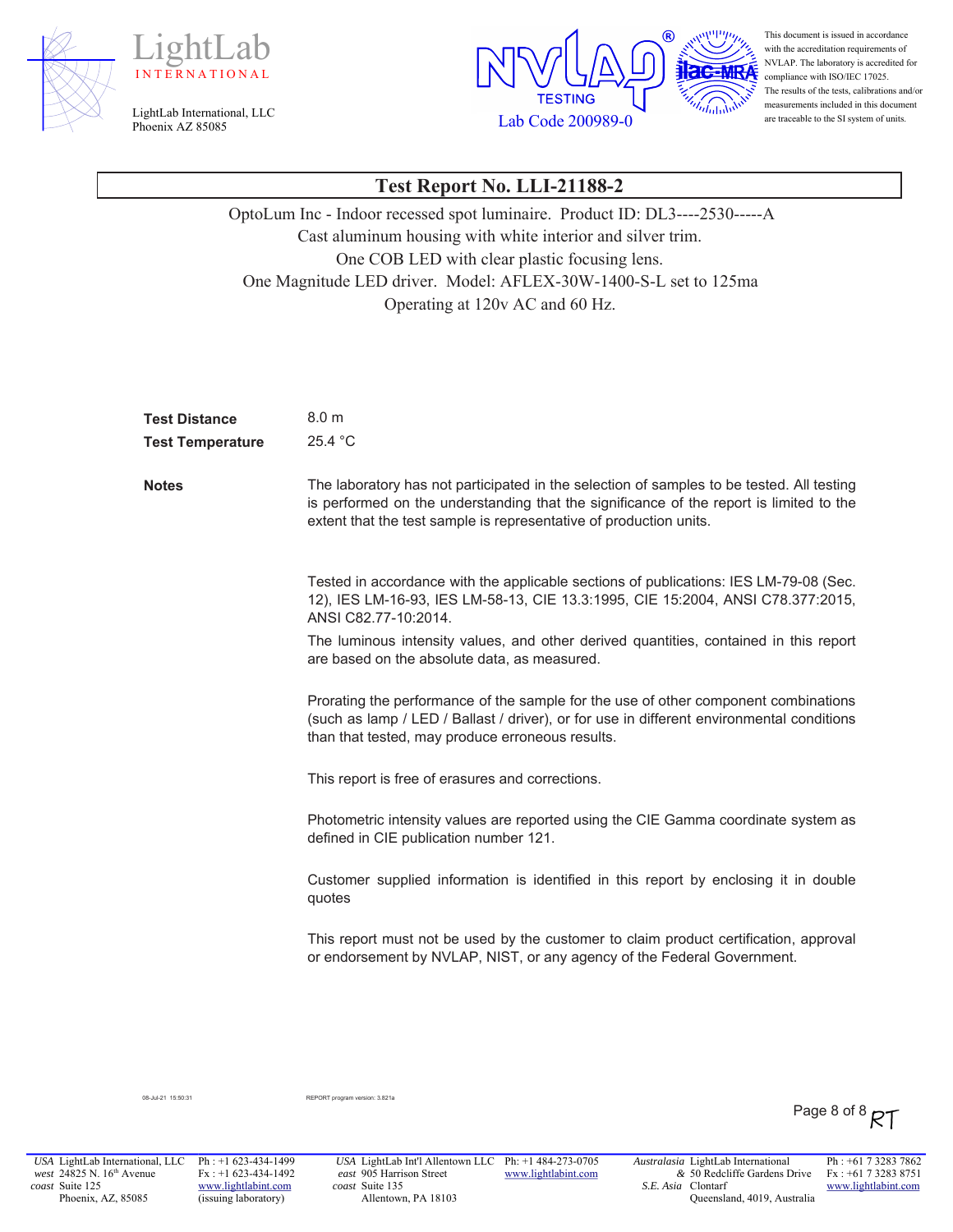LightLab INTERNATIONAL

LightLab International, LLC
Phoenix AZ 85085

NVLAP TESTING
Lab Code 200989-0

This document is issued in accordance with the accreditation requirements of NVLAP. The laboratory is accredited for compliance with ISO/IEC 17025. The results of the tests, calibrations and/or measurements included in this document are traceable to the SI system of units.

# Test Report No. LLI-21188-2

OptoLum Inc - Indoor recessed spot luminaire. Product ID: DL3----2530-----A
Cast aluminum housing with white interior and silver trim.
One COB LED with clear plastic focusing lens.
One Magnitude LED driver. Model: AFLEX-30W-1400-S-L set to 125ma
Operating at 120v AC and 60 Hz.

| | |
|---|---|
| **Test Distance** | 8.0 m |
| **Test Temperature** | 25.4 °C |

**Notes**

The laboratory has not participated in the selection of samples to be tested. All testing is performed on the understanding that the significance of the report is limited to the extent that the test sample is representative of production units.

Tested in accordance with the applicable sections of publications: IES LM-79-08 (Sec. 12), IES LM-16-93, IES LM-58-13, CIE 13.3:1995, CIE 15:2004, ANSI C78.377:2015, ANSI C82.77-10:2014.

The luminous intensity values, and other derived quantities, contained in this report are based on the absolute data, as measured.

Prorating the performance of the sample for the use of other component combinations (such as lamp / LED / Ballast / driver), or for use in different environmental conditions than that tested, may produce erroneous results.

This report is free of erasures and corrections.

Photometric intensity values are reported using the CIE Gamma coordinate system as defined in CIE publication number 121.

Customer supplied information is identified in this report by enclosing it in double quotes

This report must not be used by the customer to claim product certification, approval or endorsement by NVLAP, NIST, or any agency of the Federal Government.

08-Jul-21 15:50:31 REPORT program version: 3.821a

RT

*USA west coast* LightLab International, LLC, 24825 N. 16th Avenue, Suite 125, Phoenix, AZ, 85085 — Ph : +1 623-434-1499, Fx : +1 623-434-1492, www.lightlabint.com (issuing laboratory)

*USA east coast* LightLab Int'l Allentown LLC, 905 Harrison Street, Suite 135, Allentown, PA 18103 — Ph: +1 484-273-0705, www.lightlabint.com

*Australasia & S.E. Asia* LightLab International, 50 Redcliffe Gardens Drive, Clontarf, Queensland, 4019, Australia — Ph : +61 7 3283 7862, Fx : +61 7 3283 8751, www.lightlabint.com